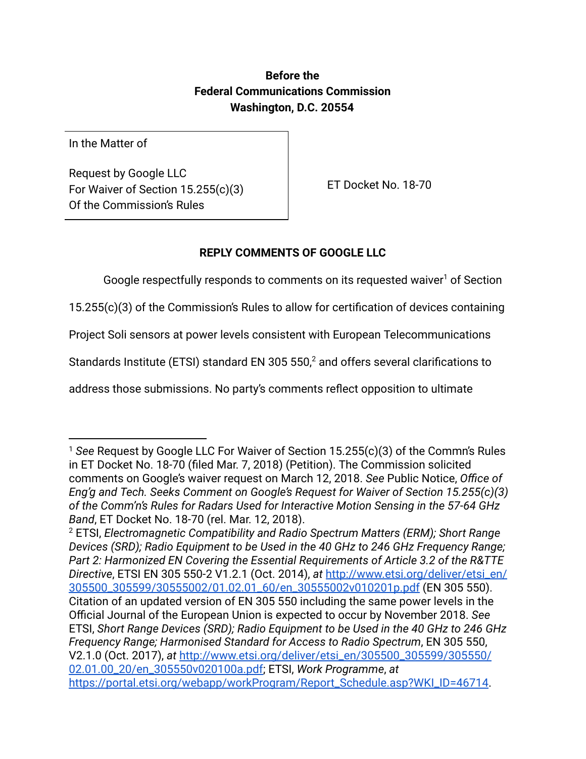**Before the**
**Federal Communications Commission**
**Washington, D.C. 20554**

| In the Matter of<br><br>Request by Google LLC<br>For Waiver of Section 15.255(c)(3)<br>Of the Commission's Rules | ET Docket No. 18-70 |
|---|---|

**REPLY COMMENTS OF GOOGLE LLC**

Google respectfully responds to comments on its requested waiver[1] of Section 15.255(c)(3) of the Commission's Rules to allow for certification of devices containing Project Soli sensors at power levels consistent with European Telecommunications Standards Institute (ETSI) standard EN 305 550,[2] and offers several clarifications to address those submissions. No party's comments reflect opposition to ultimate

---

[1] *See* Request by Google LLC For Waiver of Section 15.255(c)(3) of the Commn's Rules in ET Docket No. 18-70 (filed Mar. 7, 2018) (Petition). The Commission solicited comments on Google's waiver request on March 12, 2018. *See* Public Notice, *Office of Eng'g and Tech. Seeks Comment on Google's Request for Waiver of Section 15.255(c)(3) of the Comm'n's Rules for Radars Used for Interactive Motion Sensing in the 57-64 GHz Band*, ET Docket No. 18-70 (rel. Mar. 12, 2018).

[2] ETSI, *Electromagnetic Compatibility and Radio Spectrum Matters (ERM); Short Range Devices (SRD); Radio Equipment to be Used in the 40 GHz to 246 GHz Frequency Range; Part 2: Harmonized EN Covering the Essential Requirements of Article 3.2 of the R&TTE Directive*, ETSI EN 305 550-2 V1.2.1 (Oct. 2014), *at* http://www.etsi.org/deliver/etsi_en/305500_305599/30555002/01.02.01_60/en_30555002v010201p.pdf (EN 305 550). Citation of an updated version of EN 305 550 including the same power levels in the Official Journal of the European Union is expected to occur by November 2018. *See* ETSI, *Short Range Devices (SRD); Radio Equipment to be Used in the 40 GHz to 246 GHz Frequency Range; Harmonised Standard for Access to Radio Spectrum*, EN 305 550, V2.1.0 (Oct. 2017), *at* http://www.etsi.org/deliver/etsi_en/305500_305599/305550/02.01.00_20/en_305550v020100a.pdf; ETSI, *Work Programme*, *at* https://portal.etsi.org/webapp/workProgram/Report_Schedule.asp?WKI_ID=46714.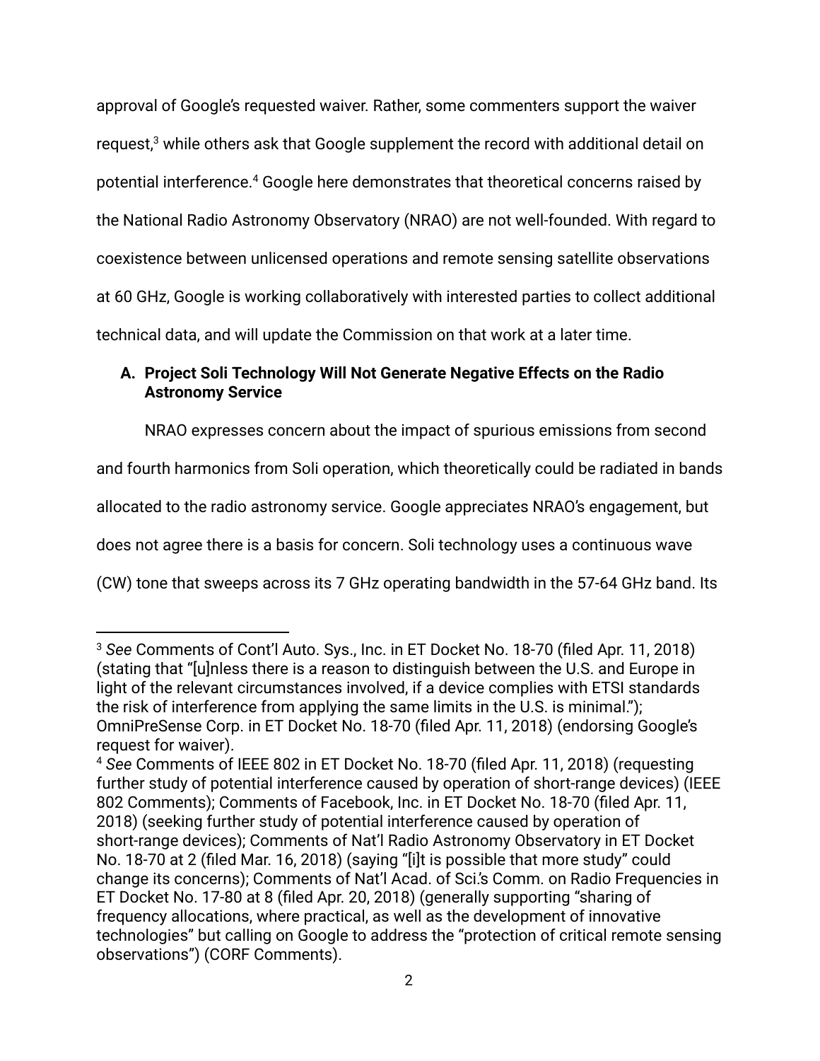approval of Google's requested waiver. Rather, some commenters support the waiver request,[3] while others ask that Google supplement the record with additional detail on potential interference.[4] Google here demonstrates that theoretical concerns raised by the National Radio Astronomy Observatory (NRAO) are not well-founded. With regard to coexistence between unlicensed operations and remote sensing satellite observations at 60 GHz, Google is working collaboratively with interested parties to collect additional technical data, and will update the Commission on that work at a later time.

### A. Project Soli Technology Will Not Generate Negative Effects on the Radio Astronomy Service

NRAO expresses concern about the impact of spurious emissions from second and fourth harmonics from Soli operation, which theoretically could be radiated in bands allocated to the radio astronomy service. Google appreciates NRAO's engagement, but does not agree there is a basis for concern. Soli technology uses a continuous wave (CW) tone that sweeps across its 7 GHz operating bandwidth in the 57-64 GHz band. Its

---

[3] *See* Comments of Cont'l Auto. Sys., Inc. in ET Docket No. 18-70 (filed Apr. 11, 2018) (stating that "[u]nless there is a reason to distinguish between the U.S. and Europe in light of the relevant circumstances involved, if a device complies with ETSI standards the risk of interference from applying the same limits in the U.S. is minimal."); OmniPreSense Corp. in ET Docket No. 18-70 (filed Apr. 11, 2018) (endorsing Google's request for waiver).

[4] *See* Comments of IEEE 802 in ET Docket No. 18-70 (filed Apr. 11, 2018) (requesting further study of potential interference caused by operation of short-range devices) (IEEE 802 Comments); Comments of Facebook, Inc. in ET Docket No. 18-70 (filed Apr. 11, 2018) (seeking further study of potential interference caused by operation of short-range devices); Comments of Nat'l Radio Astronomy Observatory in ET Docket No. 18-70 at 2 (filed Mar. 16, 2018) (saying "[i]t is possible that more study" could change its concerns); Comments of Nat'l Acad. of Sci.'s Comm. on Radio Frequencies in ET Docket No. 17-80 at 8 (filed Apr. 20, 2018) (generally supporting "sharing of frequency allocations, where practical, as well as the development of innovative technologies" but calling on Google to address the "protection of critical remote sensing observations") (CORF Comments).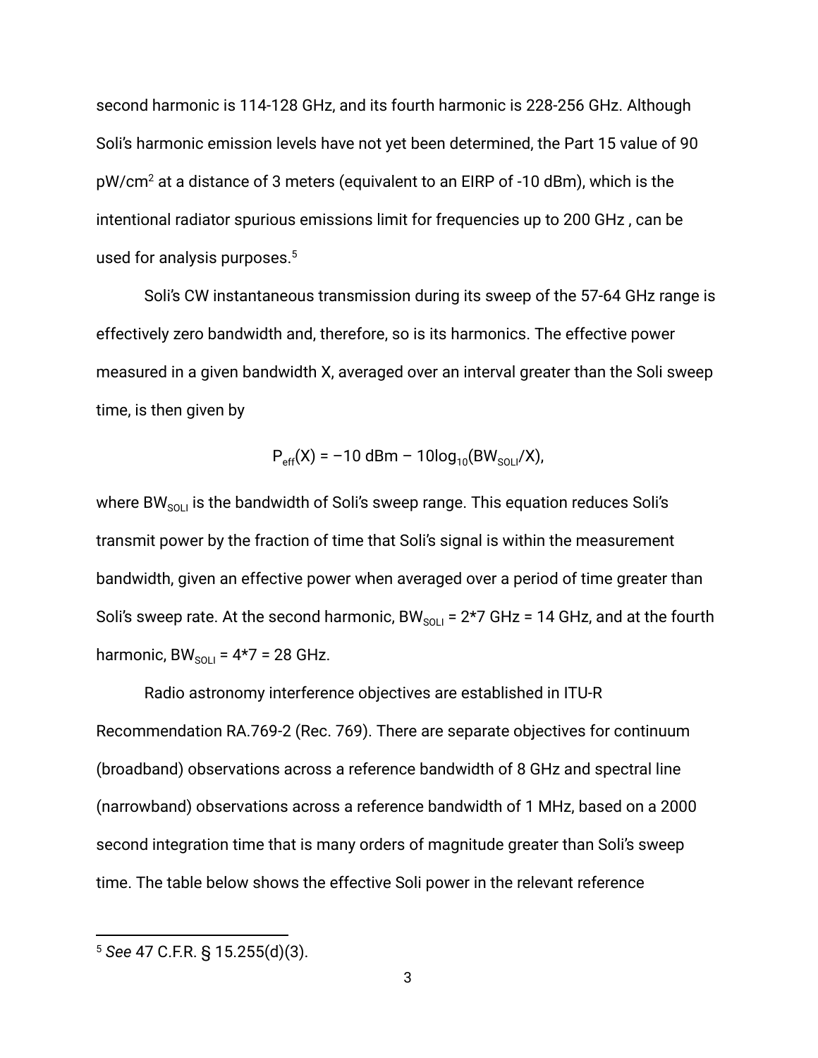second harmonic is 114-128 GHz, and its fourth harmonic is 228-256 GHz. Although Soli's harmonic emission levels have not yet been determined, the Part 15 value of 90 pW/cm$^2$ at a distance of 3 meters (equivalent to an EIRP of -10 dBm), which is the intentional radiator spurious emissions limit for frequencies up to 200 GHz , can be used for analysis purposes.[5]

Soli's CW instantaneous transmission during its sweep of the 57-64 GHz range is effectively zero bandwidth and, therefore, so is its harmonics. The effective power measured in a given bandwidth X, averaged over an interval greater than the Soli sweep time, is then given by

$$P_{eff}(X) = -10 \text{ dBm} - 10\log_{10}(BW_{SOLI}/X),$$

where $BW_{SOLI}$ is the bandwidth of Soli's sweep range. This equation reduces Soli's transmit power by the fraction of time that Soli's signal is within the measurement bandwidth, given an effective power when averaged over a period of time greater than Soli's sweep rate. At the second harmonic, $BW_{SOLI}$ = 2*7 GHz = 14 GHz, and at the fourth harmonic, $BW_{SOLI}$ = 4*7 = 28 GHz.

Radio astronomy interference objectives are established in ITU-R Recommendation RA.769-2 (Rec. 769). There are separate objectives for continuum (broadband) observations across a reference bandwidth of 8 GHz and spectral line (narrowband) observations across a reference bandwidth of 1 MHz, based on a 2000 second integration time that is many orders of magnitude greater than Soli's sweep time. The table below shows the effective Soli power in the relevant reference

[5] *See* 47 C.F.R. § 15.255(d)(3).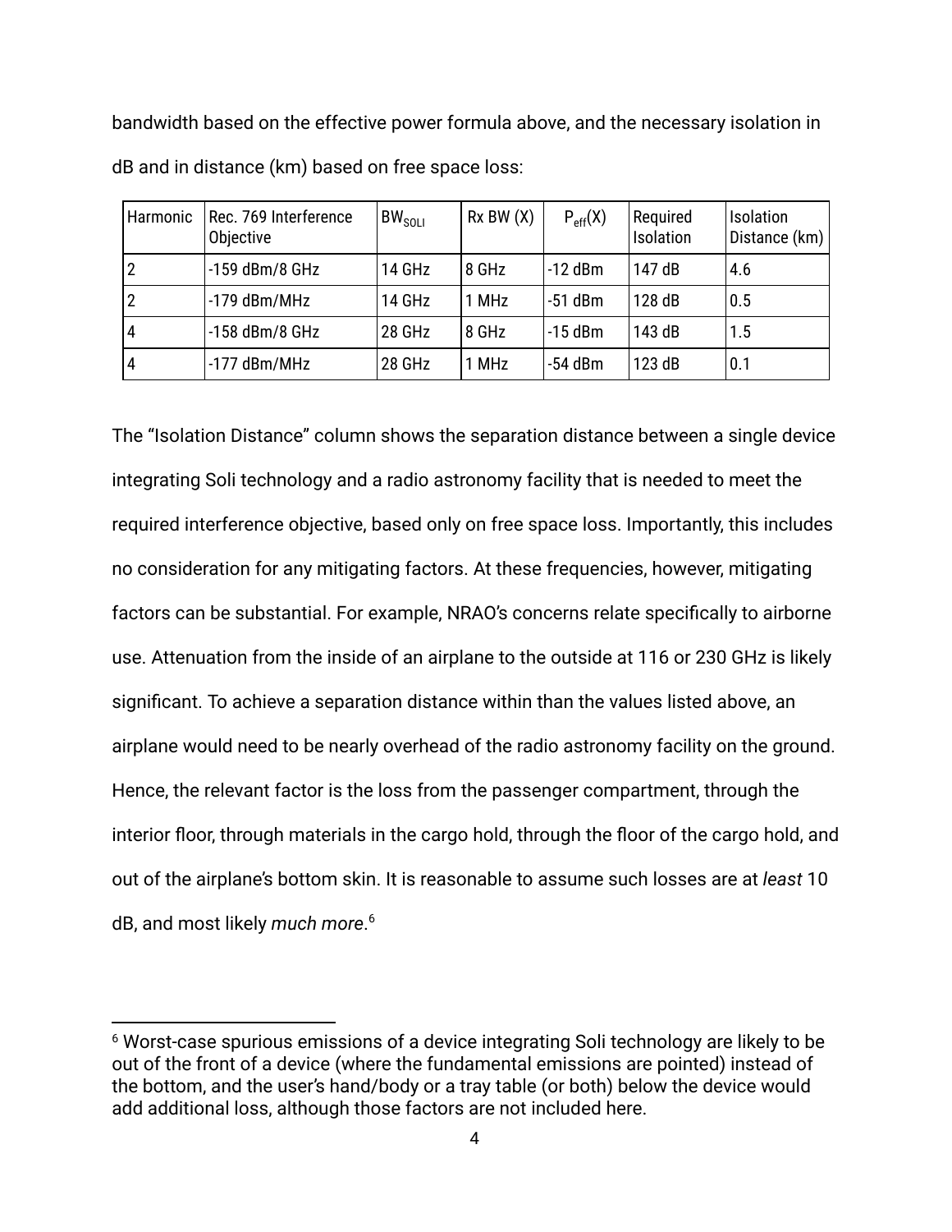bandwidth based on the effective power formula above, and the necessary isolation in dB and in distance (km) based on free space loss:

| Harmonic | Rec. 769 Interference Objective | $BW_{SOLI}$ | Rx BW (X) | $P_{eff}(X)$ | Required Isolation | Isolation Distance (km) |
|---|---|---|---|---|---|---|
| 2 | -159 dBm/8 GHz | 14 GHz | 8 GHz | -12 dBm | 147 dB | 4.6 |
| 2 | -179 dBm/MHz | 14 GHz | 1 MHz | -51 dBm | 128 dB | 0.5 |
| 4 | -158 dBm/8 GHz | 28 GHz | 8 GHz | -15 dBm | 143 dB | 1.5 |
| 4 | -177 dBm/MHz | 28 GHz | 1 MHz | -54 dBm | 123 dB | 0.1 |

The "Isolation Distance" column shows the separation distance between a single device integrating Soli technology and a radio astronomy facility that is needed to meet the required interference objective, based only on free space loss. Importantly, this includes no consideration for any mitigating factors. At these frequencies, however, mitigating factors can be substantial. For example, NRAO's concerns relate specifically to airborne use. Attenuation from the inside of an airplane to the outside at 116 or 230 GHz is likely significant. To achieve a separation distance within than the values listed above, an airplane would need to be nearly overhead of the radio astronomy facility on the ground. Hence, the relevant factor is the loss from the passenger compartment, through the interior floor, through materials in the cargo hold, through the floor of the cargo hold, and out of the airplane's bottom skin. It is reasonable to assume such losses are at *least* 10 dB, and most likely *much more*.[6]

[6] Worst-case spurious emissions of a device integrating Soli technology are likely to be out of the front of a device (where the fundamental emissions are pointed) instead of the bottom, and the user's hand/body or a tray table (or both) below the device would add additional loss, although those factors are not included here.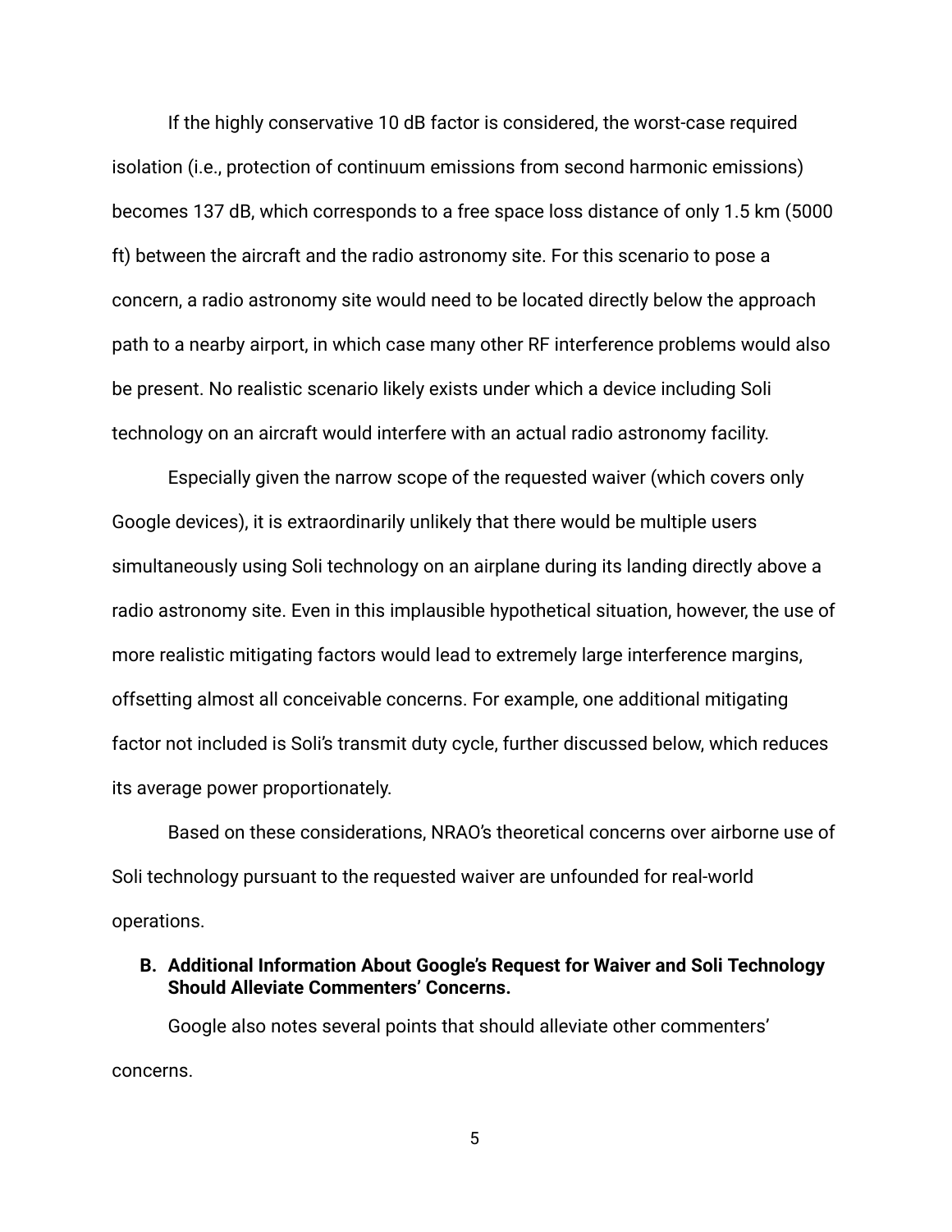If the highly conservative 10 dB factor is considered, the worst-case required isolation (i.e., protection of continuum emissions from second harmonic emissions) becomes 137 dB, which corresponds to a free space loss distance of only 1.5 km (5000 ft) between the aircraft and the radio astronomy site. For this scenario to pose a concern, a radio astronomy site would need to be located directly below the approach path to a nearby airport, in which case many other RF interference problems would also be present. No realistic scenario likely exists under which a device including Soli technology on an aircraft would interfere with an actual radio astronomy facility.

Especially given the narrow scope of the requested waiver (which covers only Google devices), it is extraordinarily unlikely that there would be multiple users simultaneously using Soli technology on an airplane during its landing directly above a radio astronomy site. Even in this implausible hypothetical situation, however, the use of more realistic mitigating factors would lead to extremely large interference margins, offsetting almost all conceivable concerns. For example, one additional mitigating factor not included is Soli's transmit duty cycle, further discussed below, which reduces its average power proportionately.

Based on these considerations, NRAO's theoretical concerns over airborne use of Soli technology pursuant to the requested waiver are unfounded for real-world operations.

### B. Additional Information About Google's Request for Waiver and Soli Technology Should Alleviate Commenters' Concerns.

Google also notes several points that should alleviate other commenters' concerns.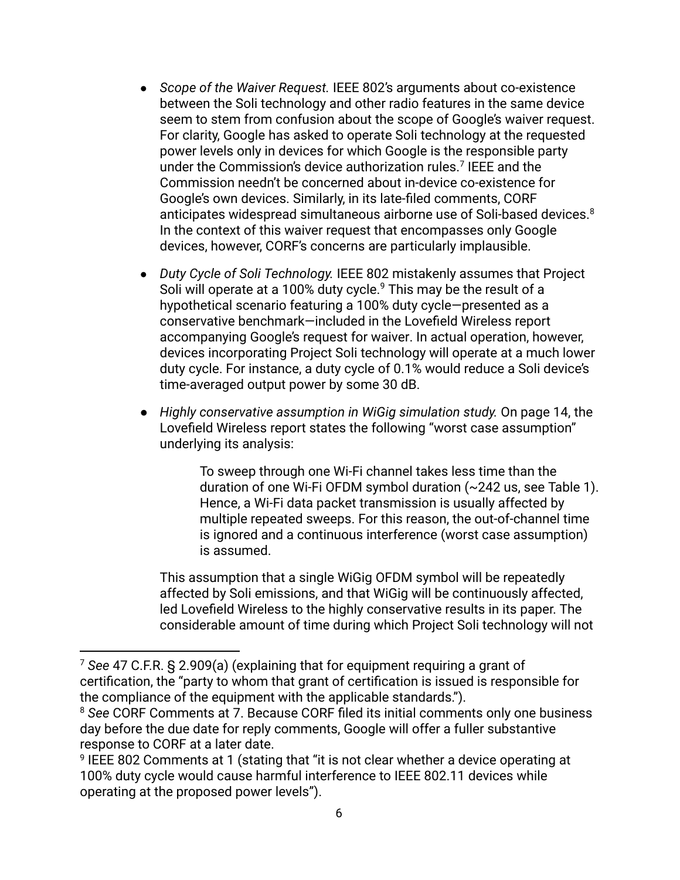- *Scope of the Waiver Request.* IEEE 802's arguments about co-existence between the Soli technology and other radio features in the same device seem to stem from confusion about the scope of Google's waiver request. For clarity, Google has asked to operate Soli technology at the requested power levels only in devices for which Google is the responsible party under the Commission's device authorization rules.[7] IEEE and the Commission needn't be concerned about in-device co-existence for Google's own devices. Similarly, in its late-filed comments, CORF anticipates widespread simultaneous airborne use of Soli-based devices.[8] In the context of this waiver request that encompasses only Google devices, however, CORF's concerns are particularly implausible.

- *Duty Cycle of Soli Technology.* IEEE 802 mistakenly assumes that Project Soli will operate at a 100% duty cycle.[9] This may be the result of a hypothetical scenario featuring a 100% duty cycle—presented as a conservative benchmark—included in the Lovefield Wireless report accompanying Google's request for waiver. In actual operation, however, devices incorporating Project Soli technology will operate at a much lower duty cycle. For instance, a duty cycle of 0.1% would reduce a Soli device's time-averaged output power by some 30 dB.

- *Highly conservative assumption in WiGig simulation study.* On page 14, the Lovefield Wireless report states the following "worst case assumption" underlying its analysis:

  > To sweep through one Wi-Fi channel takes less time than the duration of one Wi-Fi OFDM symbol duration (~242 us, see Table 1). Hence, a Wi-Fi data packet transmission is usually affected by multiple repeated sweeps. For this reason, the out-of-channel time is ignored and a continuous interference (worst case assumption) is assumed.

  This assumption that a single WiGig OFDM symbol will be repeatedly affected by Soli emissions, and that WiGig will be continuously affected, led Lovefield Wireless to the highly conservative results in its paper. The considerable amount of time during which Project Soli technology will not

---

[7] *See* 47 C.F.R. § 2.909(a) (explaining that for equipment requiring a grant of certification, the "party to whom that grant of certification is issued is responsible for the compliance of the equipment with the applicable standards.").

[8] *See* CORF Comments at 7. Because CORF filed its initial comments only one business day before the due date for reply comments, Google will offer a fuller substantive response to CORF at a later date.

[9] IEEE 802 Comments at 1 (stating that "it is not clear whether a device operating at 100% duty cycle would cause harmful interference to IEEE 802.11 devices while operating at the proposed power levels").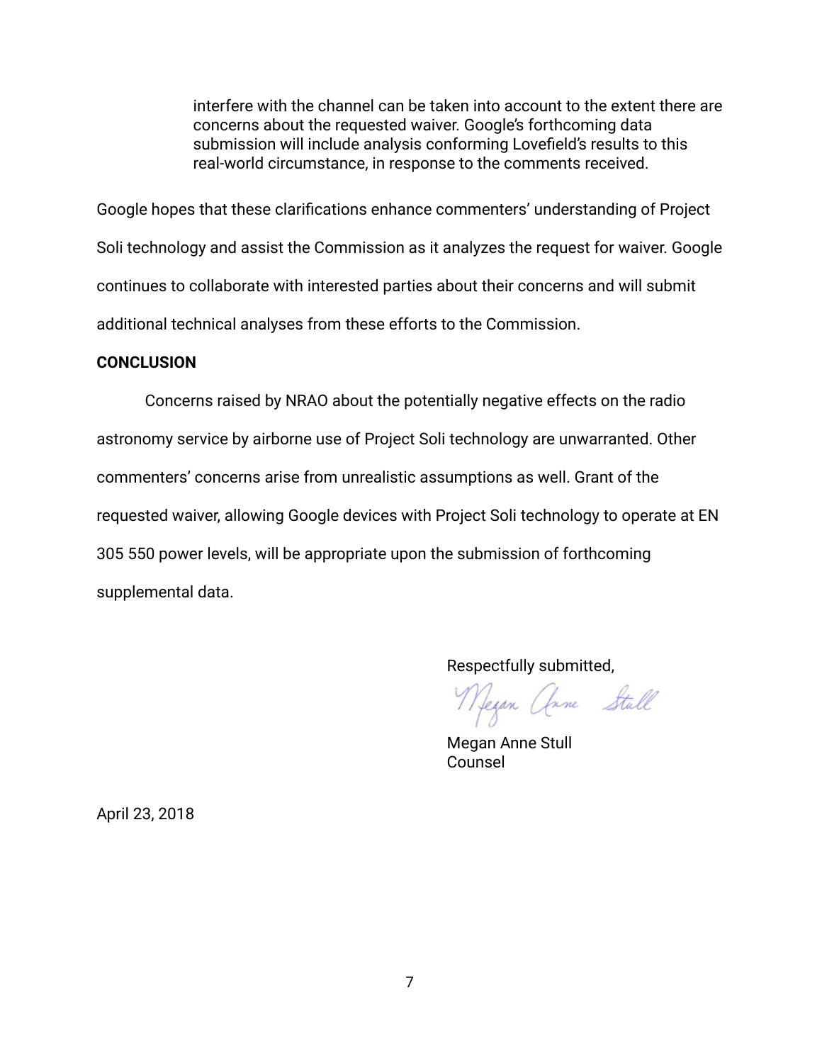> interfere with the channel can be taken into account to the extent there are concerns about the requested waiver. Google's forthcoming data submission will include analysis conforming Lovefield's results to this real-world circumstance, in response to the comments received.

Google hopes that these clarifications enhance commenters' understanding of Project Soli technology and assist the Commission as it analyzes the request for waiver. Google continues to collaborate with interested parties about their concerns and will submit additional technical analyses from these efforts to the Commission.

**CONCLUSION**

Concerns raised by NRAO about the potentially negative effects on the radio astronomy service by airborne use of Project Soli technology are unwarranted. Other commenters' concerns arise from unrealistic assumptions as well. Grant of the requested waiver, allowing Google devices with Project Soli technology to operate at EN 305 550 power levels, will be appropriate upon the submission of forthcoming supplemental data.

Respectfully submitted,

Megan Anne Stull

Megan Anne Stull
Counsel

April 23, 2018